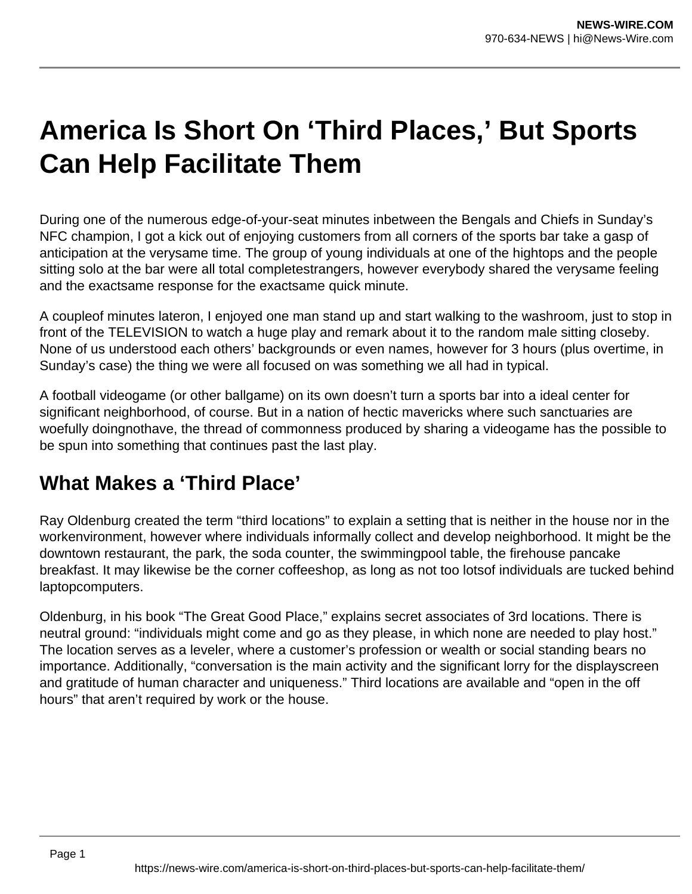# America Is Short On ‘Third Places,’ But Sports Can Help Facilitate Them

During one of the numerous edge-of-your-seat minutes inbetween the Bengals and Chiefs in Sunday’s NFC champion, I got a kick out of enjoying customers from all corners of the sports bar take a gasp of anticipation at the verysame time. The group of young individuals at one of the hightops and the people sitting solo at the bar were all total completestrangers, however everybody shared the verysame feeling and the exactsame response for the exactsame quick minute.

A coupleof minutes lateron, I enjoyed one man stand up and start walking to the washroom, just to stop in front of the TELEVISION to watch a huge play and remark about it to the random male sitting closeby. None of us understood each others’ backgrounds or even names, however for 3 hours (plus overtime, in Sunday’s case) the thing we were all focused on was something we all had in typical.

A football videogame (or other ballgame) on its own doesn’t turn a sports bar into a ideal center for significant neighborhood, of course. But in a nation of hectic mavericks where such sanctuaries are woefully doingnothave, the thread of commonness produced by sharing a videogame has the possible to be spun into something that continues past the last play.

## What Makes a ‘Third Place’

Ray Oldenburg created the term “third locations” to explain a setting that is neither in the house nor in the workenvironment, however where individuals informally collect and develop neighborhood. It might be the downtown restaurant, the park, the soda counter, the swimmingpool table, the firehouse pancake breakfast. It may likewise be the corner coffeeshop, as long as not too lotsof individuals are tucked behind laptopcomputers.

Oldenburg, in his book “The Great Good Place,” explains secret associates of 3rd locations. There is neutral ground: “individuals might come and go as they please, in which none are needed to play host.” The location serves as a leveler, where a customer’s profession or wealth or social standing bears no importance. Additionally, “conversation is the main activity and the significant lorry for the displayscreen and gratitude of human character and uniqueness.” Third locations are available and “open in the off hours” that aren’t required by work or the house.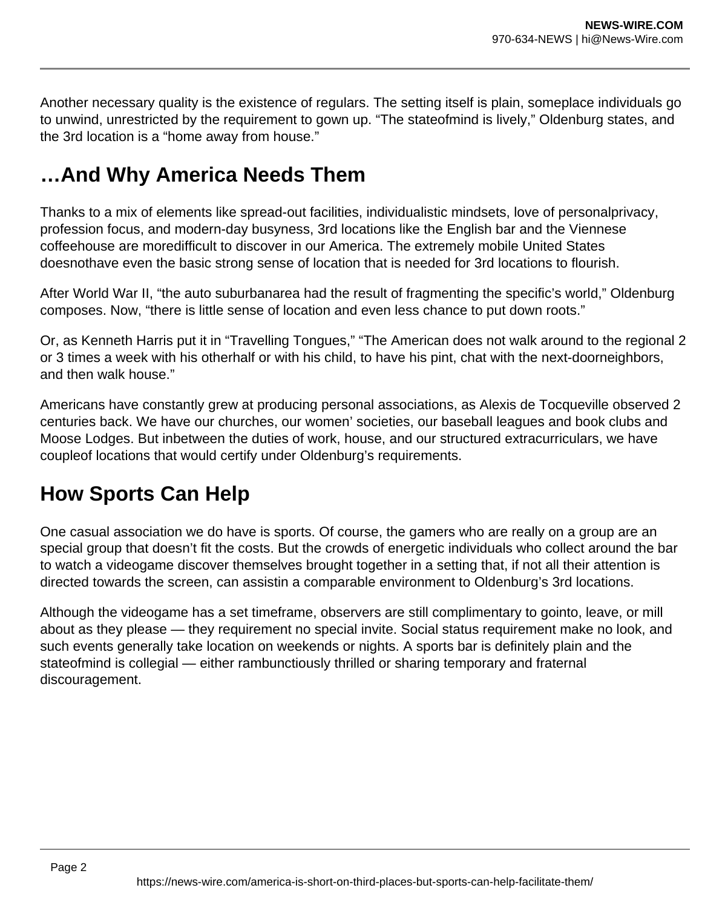Another necessary quality is the existence of regulars. The setting itself is plain, someplace individuals go to unwind, unrestricted by the requirement to gown up. “The stateofmind is lively,” Oldenburg states, and the 3rd location is a “home away from house.”

## …And Why America Needs Them

Thanks to a mix of elements like spread-out facilities, individualistic mindsets, love of personalprivacy, profession focus, and modern-day busyness, 3rd locations like the English bar and the Viennese coffeehouse are moredifficult to discover in our America. The extremely mobile United States doesnothave even the basic strong sense of location that is needed for 3rd locations to flourish.

After World War II, “the auto suburbanarea had the result of fragmenting the specific’s world,” Oldenburg composes. Now, “there is little sense of location and even less chance to put down roots.”

Or, as Kenneth Harris put it in “Travelling Tongues,” “The American does not walk around to the regional 2 or 3 times a week with his otherhalf or with his child, to have his pint, chat with the next-doorneighbors, and then walk house.”

Americans have constantly grew at producing personal associations, as Alexis de Tocqueville observed 2 centuries back. We have our churches, our women’ societies, our baseball leagues and book clubs and Moose Lodges. But inbetween the duties of work, house, and our structured extracurriculars, we have coupleof locations that would certify under Oldenburg’s requirements.

## How Sports Can Help

One casual association we do have is sports. Of course, the gamers who are really on a group are an special group that doesn’t fit the costs. But the crowds of energetic individuals who collect around the bar to watch a videogame discover themselves brought together in a setting that, if not all their attention is directed towards the screen, can assistin a comparable environment to Oldenburg’s 3rd locations.

Although the videogame has a set timeframe, observers are still complimentary to gointo, leave, or mill about as they please — they requirement no special invite. Social status requirement make no look, and such events generally take location on weekends or nights. A sports bar is definitely plain and the stateofmind is collegial — either rambunctiously thrilled or sharing temporary and fraternal discouragement.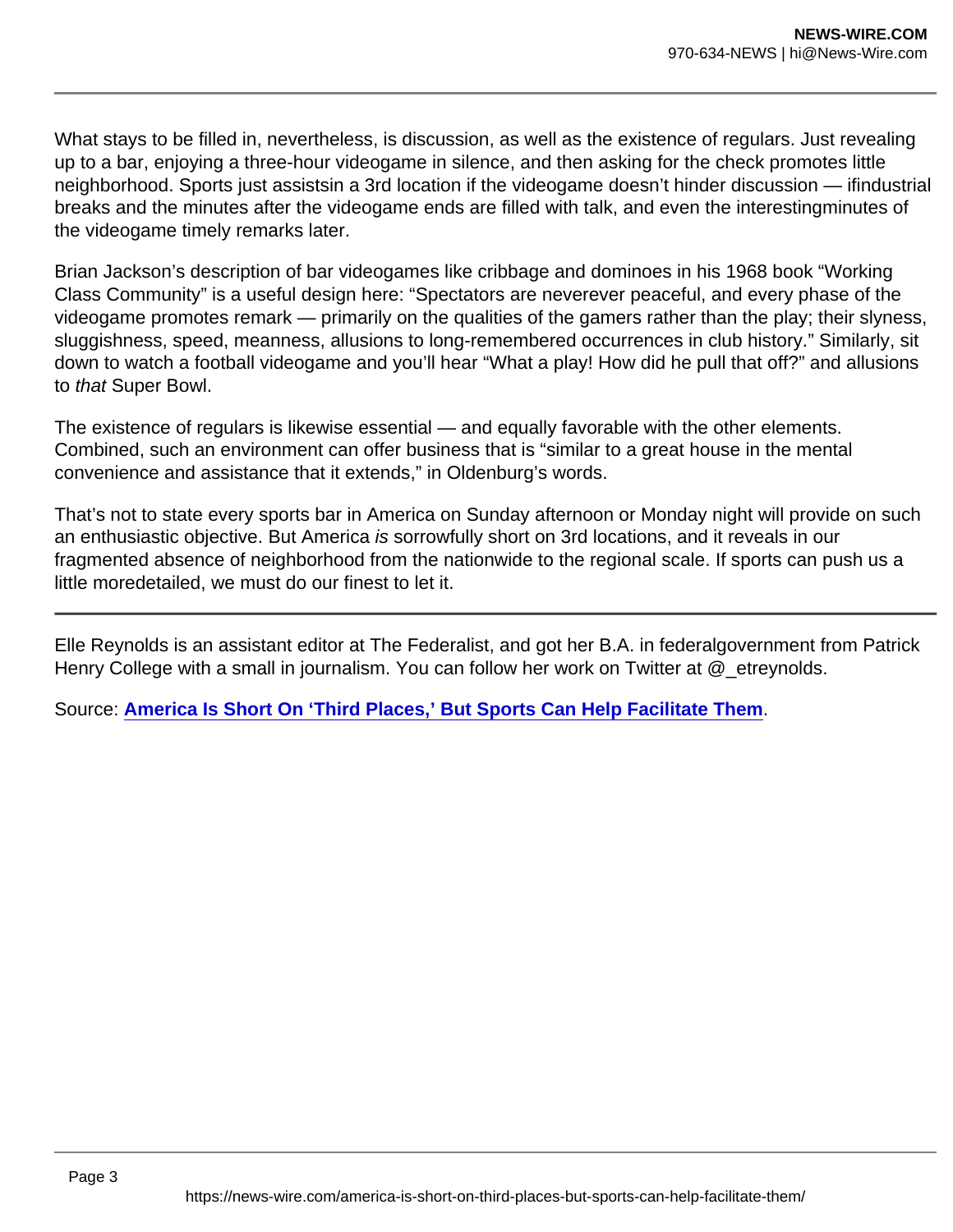What stays to be filled in, nevertheless, is discussion, as well as the existence of regulars. Just revealing up to a bar, enjoying a three-hour videogame in silence, and then asking for the check promotes little neighborhood. Sports just assistsin a 3rd location if the videogame doesn't hinder discussion — ifindustrial breaks and the minutes after the videogame ends are filled with talk, and even the interestingminutes of the videogame timely remarks later.

Brian Jackson's description of bar videogames like cribbage and dominoes in his 1968 book "Working Class Community" is a useful design here: "Spectators are neverever peaceful, and every phase of the videogame promotes remark — primarily on the qualities of the gamers rather than the play; their slyness, sluggishness, speed, meanness, allusions to long-remembered occurrences in club history." Similarly, sit down to watch a football videogame and you'll hear "What a play! How did he pull that off?" and allusions to *that* Super Bowl.

The existence of regulars is likewise essential — and equally favorable with the other elements. Combined, such an environment can offer business that is "similar to a great house in the mental convenience and assistance that it extends," in Oldenburg's words.

That's not to state every sports bar in America on Sunday afternoon or Monday night will provide on such an enthusiastic objective. But America *is* sorrowfully short on 3rd locations, and it reveals in our fragmented absence of neighborhood from the nationwide to the regional scale. If sports can push us a little moredetailed, we must do our finest to let it.

---

Elle Reynolds is an assistant editor at The Federalist, and got her B.A. in federalgovernment from Patrick Henry College with a small in journalism. You can follow her work on Twitter at @_etreynolds.

Source: **America Is Short On 'Third Places,' But Sports Can Help Facilitate Them**.